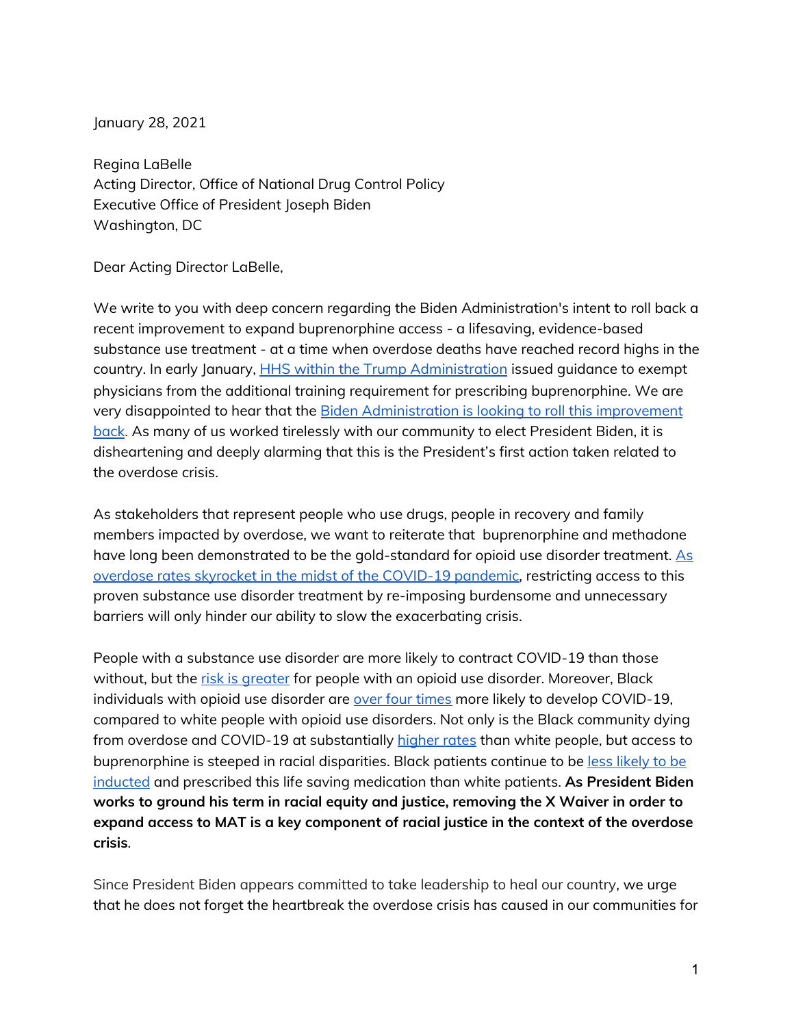January 28, 2021

Regina LaBelle
Acting Director, Office of National Drug Control Policy
Executive Office of President Joseph Biden
Washington, DC

Dear Acting Director LaBelle,

We write to you with deep concern regarding the Biden Administration's intent to roll back a recent improvement to expand buprenorphine access - a lifesaving, evidence-based substance use treatment - at a time when overdose deaths have reached record highs in the country. In early January, HHS within the Trump Administration issued guidance to exempt physicians from the additional training requirement for prescribing buprenorphine. We are very disappointed to hear that the Biden Administration is looking to roll this improvement back. As many of us worked tirelessly with our community to elect President Biden, it is disheartening and deeply alarming that this is the President's first action taken related to the overdose crisis.

As stakeholders that represent people who use drugs, people in recovery and family members impacted by overdose, we want to reiterate that buprenorphine and methadone have long been demonstrated to be the gold-standard for opioid use disorder treatment. As overdose rates skyrocket in the midst of the COVID-19 pandemic, restricting access to this proven substance use disorder treatment by re-imposing burdensome and unnecessary barriers will only hinder our ability to slow the exacerbating crisis.

People with a substance use disorder are more likely to contract COVID-19 than those without, but the risk is greater for people with an opioid use disorder. Moreover, Black individuals with opioid use disorder are over four times more likely to develop COVID-19, compared to white people with opioid use disorders. Not only is the Black community dying from overdose and COVID-19 at substantially higher rates than white people, but access to buprenorphine is steeped in racial disparities. Black patients continue to be less likely to be inducted and prescribed this life saving medication than white patients. **As President Biden works to ground his term in racial equity and justice, removing the X Waiver in order to expand access to MAT is a key component of racial justice in the context of the overdose crisis**.

Since President Biden appears committed to take leadership to heal our country, we urge that he does not forget the heartbreak the overdose crisis has caused in our communities for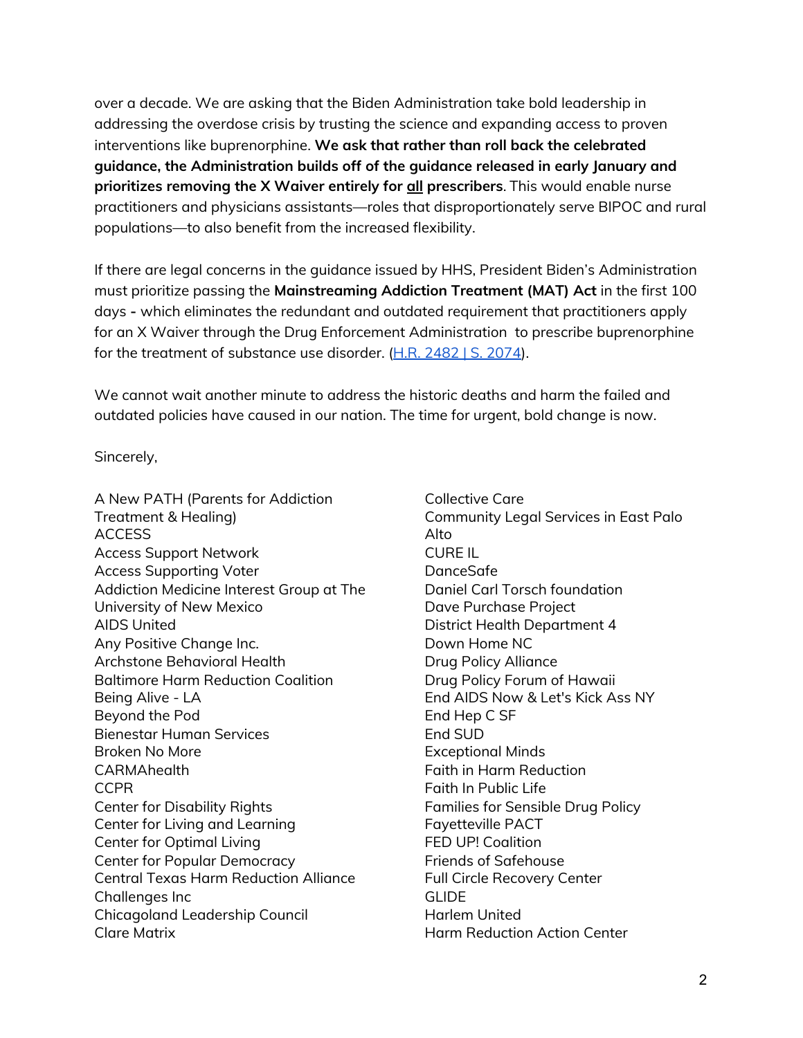over a decade. We are asking that the Biden Administration take bold leadership in addressing the overdose crisis by trusting the science and expanding access to proven interventions like buprenorphine. **We ask that rather than roll back the celebrated guidance, the Administration builds off of the guidance released in early January and prioritizes removing the X Waiver entirely for <u>all</u> prescribers**. This would enable nurse practitioners and physicians assistants—roles that disproportionately serve BIPOC and rural populations—to also benefit from the increased flexibility.

If there are legal concerns in the guidance issued by HHS, President Biden's Administration must prioritize passing the **Mainstreaming Addiction Treatment (MAT) Act** in the first 100 days **-** which eliminates the redundant and outdated requirement that practitioners apply for an X Waiver through the Drug Enforcement Administration to prescribe buprenorphine for the treatment of substance use disorder. ([H.R. 2482 | S. 2074](#)).

We cannot wait another minute to address the historic deaths and harm the failed and outdated policies have caused in our nation. The time for urgent, bold change is now.

Sincerely,

A New PATH (Parents for Addiction Treatment & Healing)
ACCESS
Access Support Network
Access Supporting Voter
Addiction Medicine Interest Group at The University of New Mexico
AIDS United
Any Positive Change Inc.
Archstone Behavioral Health
Baltimore Harm Reduction Coalition
Being Alive - LA
Beyond the Pod
Bienestar Human Services
Broken No More
CARMAhealth
CCPR
Center for Disability Rights
Center for Living and Learning
Center for Optimal Living
Center for Popular Democracy
Central Texas Harm Reduction Alliance
Challenges Inc
Chicagoland Leadership Council
Clare Matrix
Collective Care
Community Legal Services in East Palo Alto
CURE IL
DanceSafe
Daniel Carl Torsch foundation
Dave Purchase Project
District Health Department 4
Down Home NC
Drug Policy Alliance
Drug Policy Forum of Hawaii
End AIDS Now & Let's Kick Ass NY
End Hep C SF
End SUD
Exceptional Minds
Faith in Harm Reduction
Faith In Public Life
Families for Sensible Drug Policy
Fayetteville PACT
FED UP! Coalition
Friends of Safehouse
Full Circle Recovery Center
GLIDE
Harlem United
Harm Reduction Action Center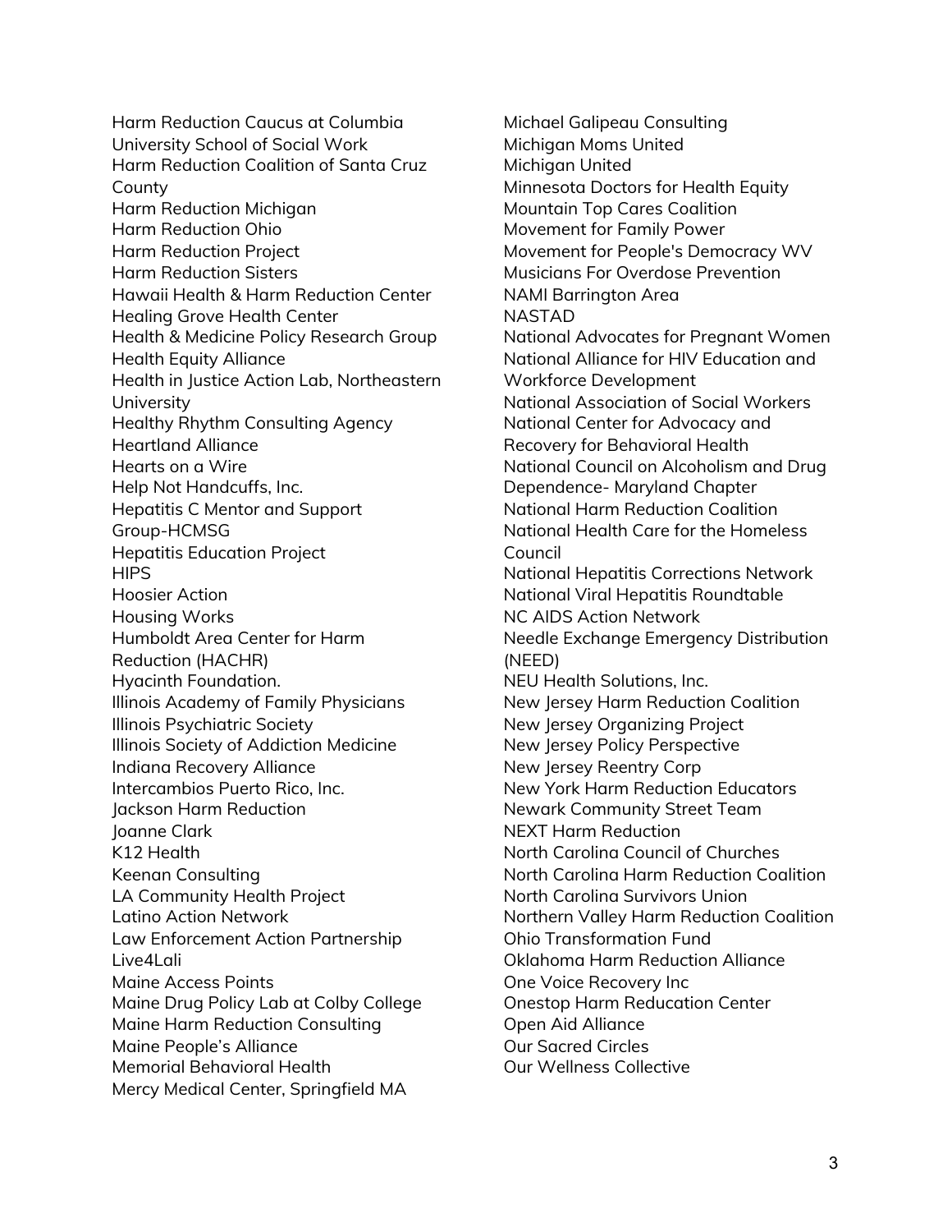Harm Reduction Caucus at Columbia University School of Social Work
Harm Reduction Coalition of Santa Cruz County
Harm Reduction Michigan
Harm Reduction Ohio
Harm Reduction Project
Harm Reduction Sisters
Hawaii Health & Harm Reduction Center
Healing Grove Health Center
Health & Medicine Policy Research Group
Health Equity Alliance
Health in Justice Action Lab, Northeastern University
Healthy Rhythm Consulting Agency
Heartland Alliance
Hearts on a Wire
Help Not Handcuffs, Inc.
Hepatitis C Mentor and Support Group-HCMSG
Hepatitis Education Project
HIPS
Hoosier Action
Housing Works
Humboldt Area Center for Harm Reduction (HACHR)
Hyacinth Foundation.
Illinois Academy of Family Physicians
Illinois Psychiatric Society
Illinois Society of Addiction Medicine
Indiana Recovery Alliance
Intercambios Puerto Rico, Inc.
Jackson Harm Reduction
Joanne Clark
K12 Health
Keenan Consulting
LA Community Health Project
Latino Action Network
Law Enforcement Action Partnership
Live4Lali
Maine Access Points
Maine Drug Policy Lab at Colby College
Maine Harm Reduction Consulting
Maine People's Alliance
Memorial Behavioral Health
Mercy Medical Center, Springfield MA
Michael Galipeau Consulting
Michigan Moms United
Michigan United
Minnesota Doctors for Health Equity
Mountain Top Cares Coalition
Movement for Family Power
Movement for People's Democracy WV
Musicians For Overdose Prevention
NAMI Barrington Area
NASTAD
National Advocates for Pregnant Women
National Alliance for HIV Education and Workforce Development
National Association of Social Workers
National Center for Advocacy and Recovery for Behavioral Health
National Council on Alcoholism and Drug Dependence- Maryland Chapter
National Harm Reduction Coalition
National Health Care for the Homeless Council
National Hepatitis Corrections Network
National Viral Hepatitis Roundtable
NC AIDS Action Network
Needle Exchange Emergency Distribution (NEED)
NEU Health Solutions, Inc.
New Jersey Harm Reduction Coalition
New Jersey Organizing Project
New Jersey Policy Perspective
New Jersey Reentry Corp
New York Harm Reduction Educators
Newark Community Street Team
NEXT Harm Reduction
North Carolina Council of Churches
North Carolina Harm Reduction Coalition
North Carolina Survivors Union
Northern Valley Harm Reduction Coalition
Ohio Transformation Fund
Oklahoma Harm Reduction Alliance
One Voice Recovery Inc
Onestop Harm Reducation Center
Open Aid Alliance
Our Sacred Circles
Our Wellness Collective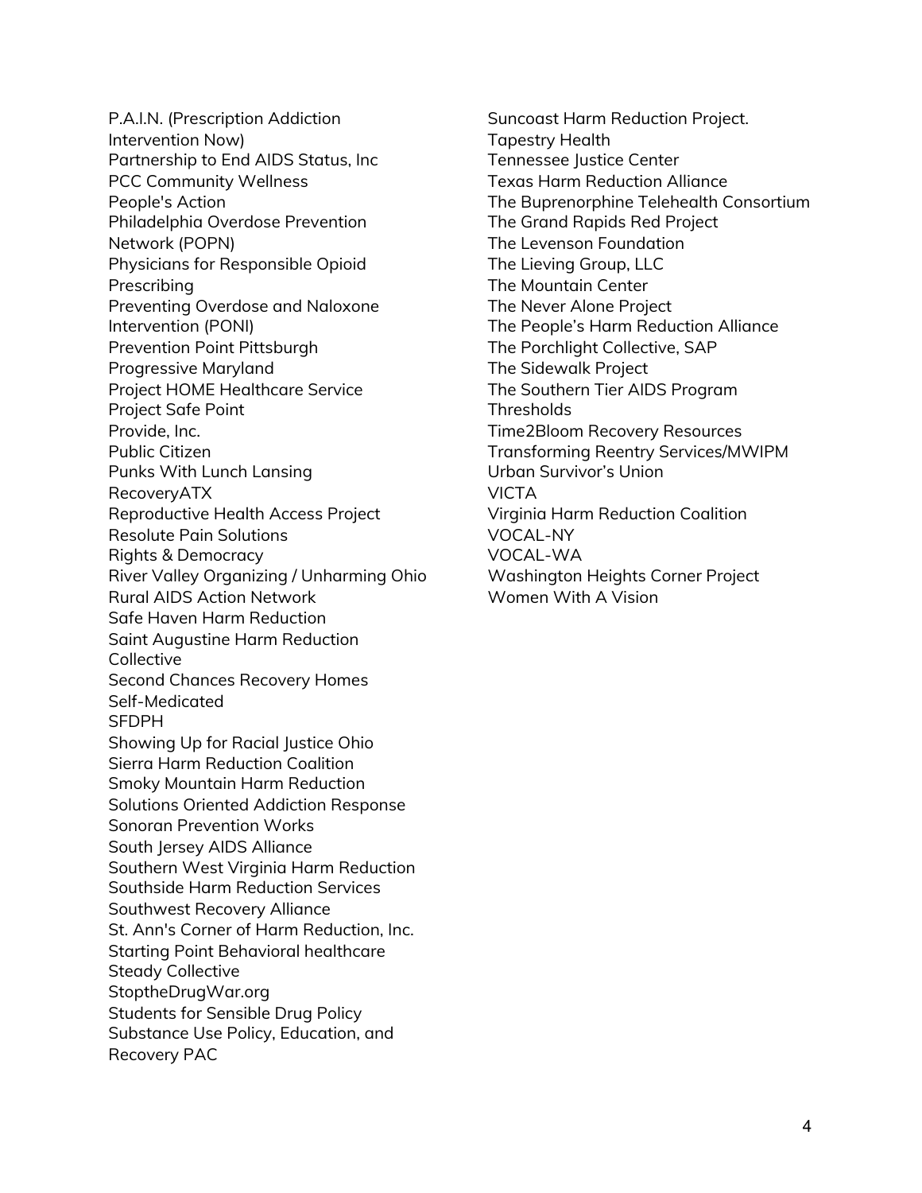P.A.I.N. (Prescription Addiction Intervention Now)
Partnership to End AIDS Status, Inc
PCC Community Wellness
People's Action
Philadelphia Overdose Prevention Network (POPN)
Physicians for Responsible Opioid Prescribing
Preventing Overdose and Naloxone Intervention (PONI)
Prevention Point Pittsburgh
Progressive Maryland
Project HOME Healthcare Service
Project Safe Point
Provide, Inc.
Public Citizen
Punks With Lunch Lansing
RecoveryATX
Reproductive Health Access Project
Resolute Pain Solutions
Rights & Democracy
River Valley Organizing / Unharming Ohio
Rural AIDS Action Network
Safe Haven Harm Reduction
Saint Augustine Harm Reduction Collective
Second Chances Recovery Homes
Self-Medicated
SFDPH
Showing Up for Racial Justice Ohio
Sierra Harm Reduction Coalition
Smoky Mountain Harm Reduction
Solutions Oriented Addiction Response
Sonoran Prevention Works
South Jersey AIDS Alliance
Southern West Virginia Harm Reduction
Southside Harm Reduction Services
Southwest Recovery Alliance
St. Ann's Corner of Harm Reduction, Inc.
Starting Point Behavioral healthcare
Steady Collective
StoptheDrugWar.org
Students for Sensible Drug Policy
Substance Use Policy, Education, and Recovery PAC
Suncoast Harm Reduction Project.
Tapestry Health
Tennessee Justice Center
Texas Harm Reduction Alliance
The Buprenorphine Telehealth Consortium
The Grand Rapids Red Project
The Levenson Foundation
The Lieving Group, LLC
The Mountain Center
The Never Alone Project
The People's Harm Reduction Alliance
The Porchlight Collective, SAP
The Sidewalk Project
The Southern Tier AIDS Program
Thresholds
Time2Bloom Recovery Resources
Transforming Reentry Services/MWIPM
Urban Survivor's Union
VICTA
Virginia Harm Reduction Coalition
VOCAL-NY
VOCAL-WA
Washington Heights Corner Project
Women With A Vision